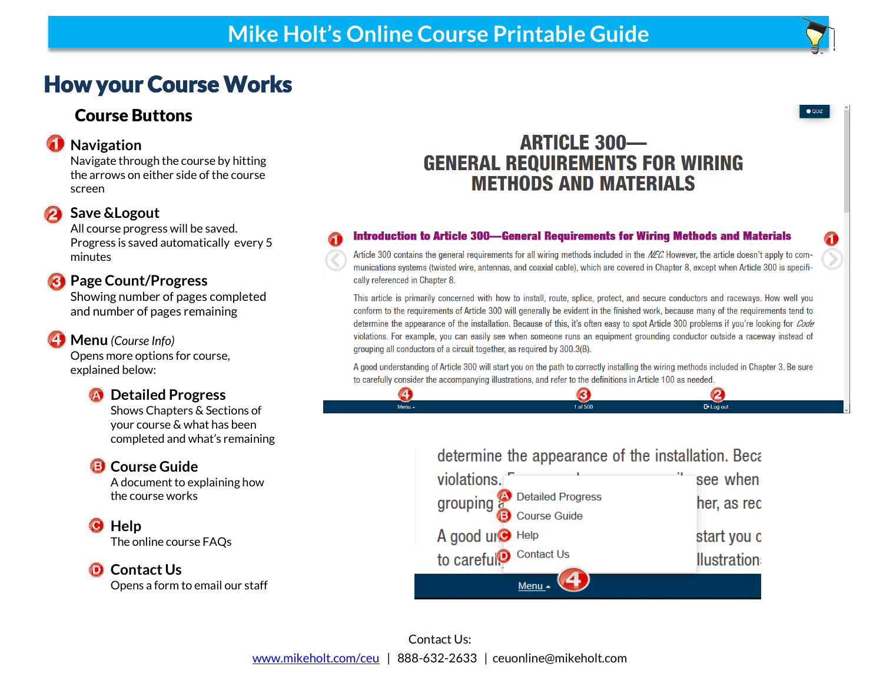# Mike Holt's Online Course Printable Guide

## How your Course Works

### Course Buttons

**1 Navigation**
Navigate through the course by hitting the arrows on either side of the course screen

**2 Save &Logout**
All course progress will be saved. Progress is saved automatically every 5 minutes

**3 Page Count/Progress**
Showing number of pages completed and number of pages remaining

**4 Menu** *(Course Info)*
Opens more options for course, explained below:

- **A Detailed Progress**
  Shows Chapters & Sections of your course & what has been completed and what's remaining
- **B Course Guide**
  A document to explaining how the course works
- **C Help**
  The online course FAQs
- **D Contact Us**
  Opens a form to email our staff

Contact Us:
[www.mikeholt.com/ceu](http://www.mikeholt.com/ceu) | 888-632-2633 | ceuonline@mikeholt.com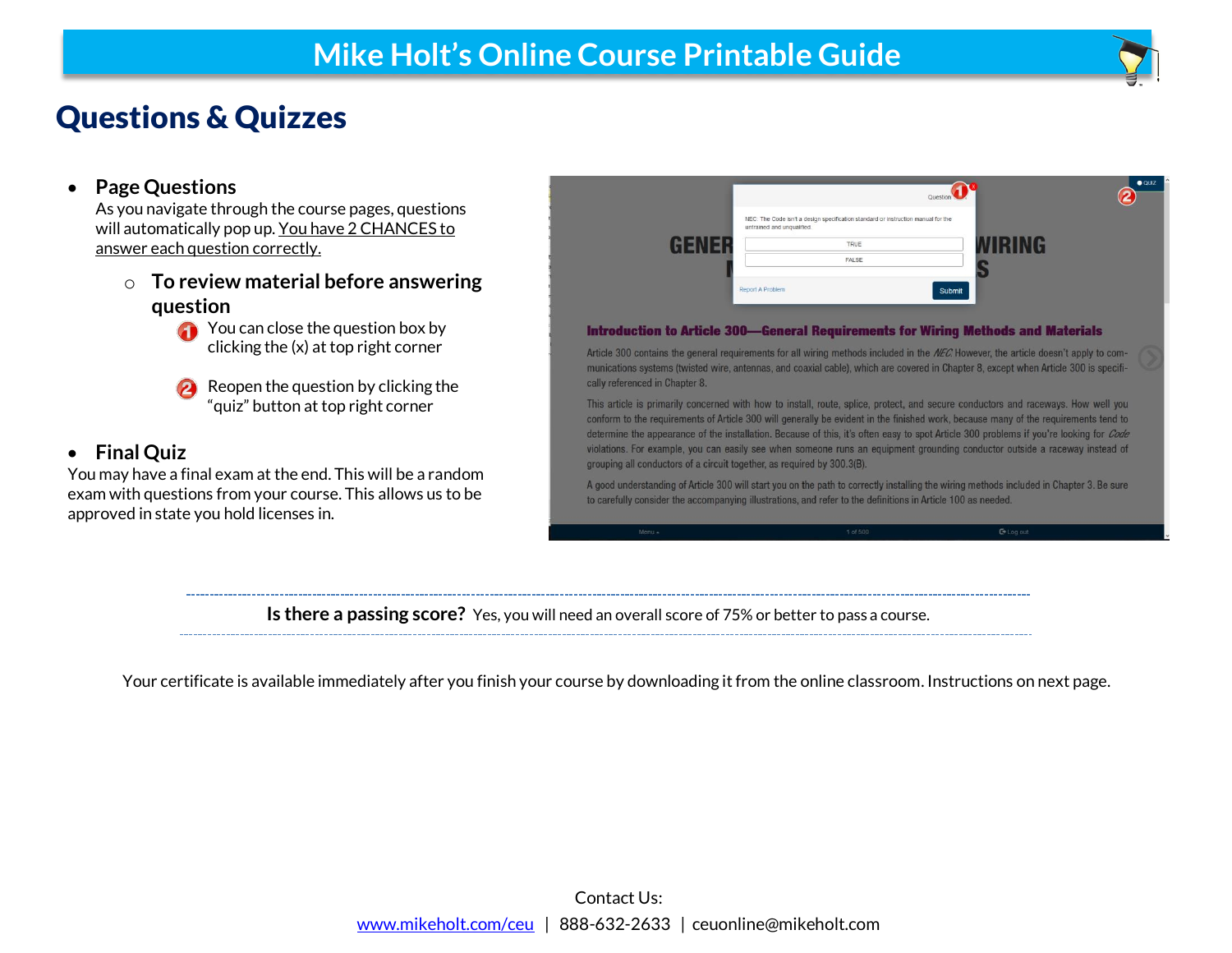# Questions & Quizzes

- **Page Questions**
  As you navigate through the course pages, questions will automatically pop up. You have 2 CHANCES to answer each question correctly.

  - **To review material before answering question**
    1. You can close the question box by clicking the (x) at top right corner
    2. Reopen the question by clicking the "quiz" button at top right corner

- **Final Quiz**

You may have a final exam at the end. This will be a random exam with questions from your course. This allows us to be approved in state you hold licenses in.

---

**Is there a passing score?** Yes, you will need an overall score of 75% or better to pass a course.

---

Your certificate is available immediately after you finish your course by downloading it from the online classroom. Instructions on next page.

Contact Us:
www.mikeholt.com/ceu | 888-632-2633 | ceuonline@mikeholt.com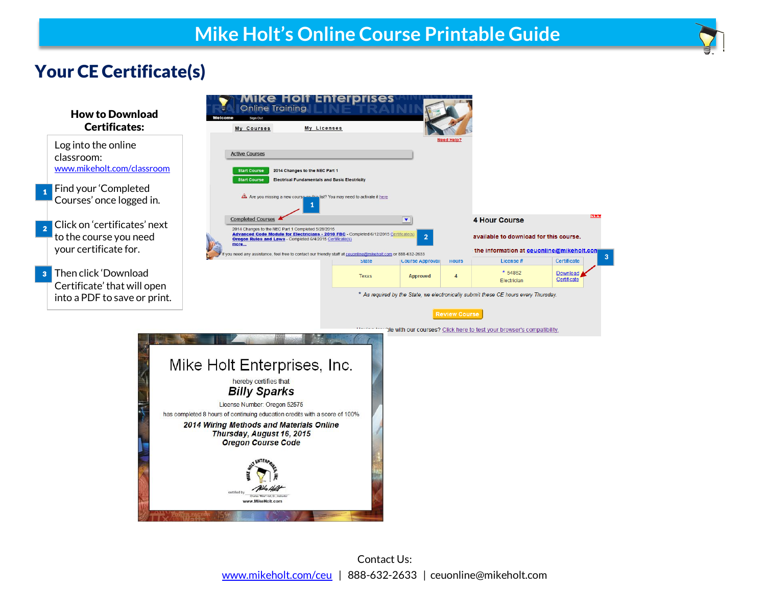# Mike Holt's Online Course Printable Guide

## Your CE Certificate(s)

**How to Download Certificates:**

Log into the online classroom: [www.mikeholt.com/classroom](http://www.mikeholt.com/classroom)

1. Find your 'Completed Courses' once logged in.
2. Click on 'certificates' next to the course you need your certificate for.
3. Then click 'Download Certificate' that will open into a PDF to save or print.

Contact Us:

[www.mikeholt.com/ceu](http://www.mikeholt.com/ceu) | 888-632-2633 | ceuonline@mikeholt.com